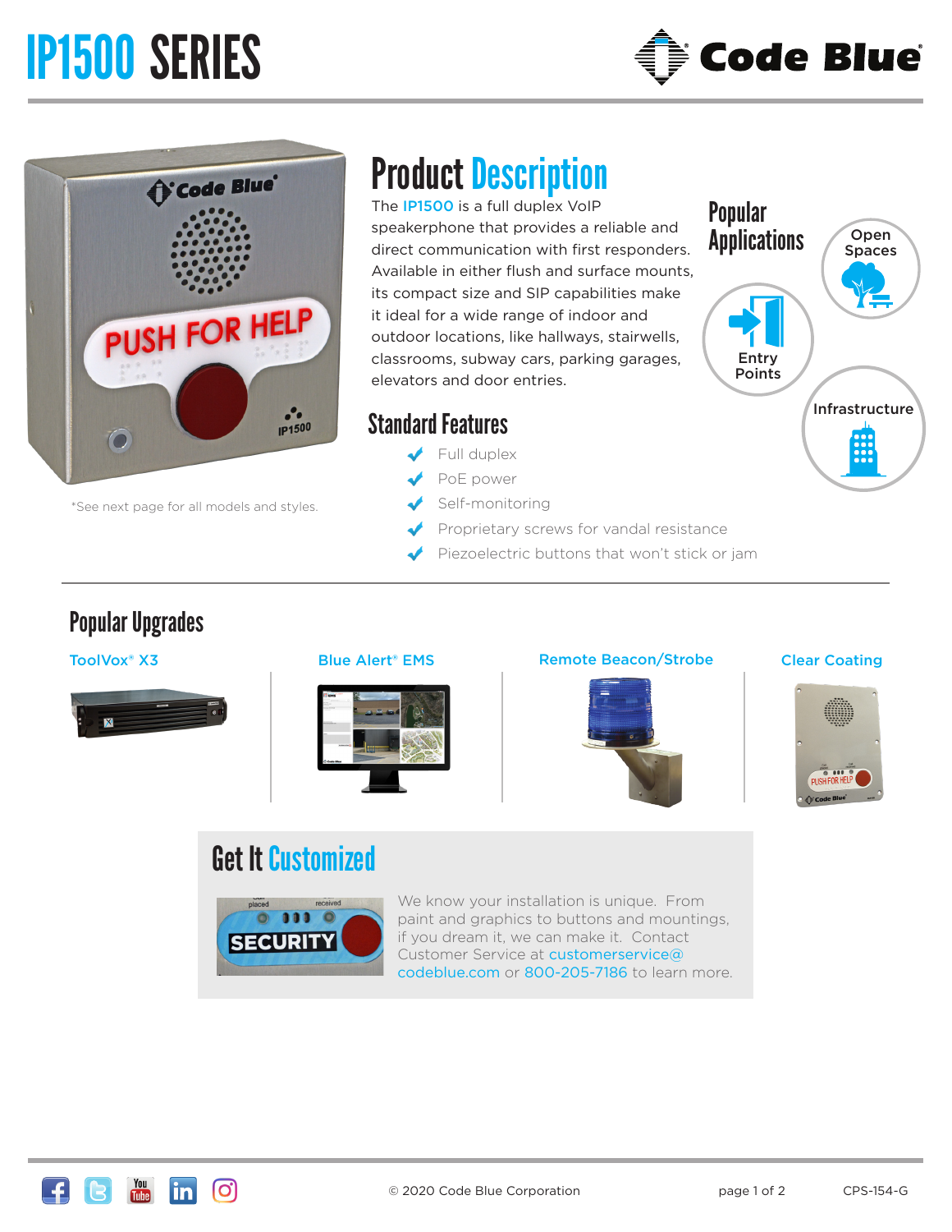# IP1500 SERIES

*See next page for all models and styles.

## Product Description

The IP1500 is a full duplex VoIP speakerphone that provides a reliable and direct communication with first responders. Available in either flush and surface mounts, its compact size and SIP capabilities make it ideal for a wide range of indoor and outdoor locations, like hallways, stairwells, classrooms, subway cars, parking garages, elevators and door entries.

## Popular Applications

- Open Spaces
- Entry Points
- Infrastructure

## Standard Features

- Full duplex
- PoE power
- Self-monitoring
- Proprietary screws for vandal resistance
- Piezoelectric buttons that won't stick or jam

## Popular Upgrades

- ToolVox® X3
- Blue Alert® EMS
- Remote Beacon/Strobe
- Clear Coating

## Get It Customized

We know your installation is unique. From paint and graphics to buttons and mountings, if you dream it, we can make it. Contact Customer Service at customerservice@codeblue.com or 800-205-7186 to learn more.

© 2020 Code Blue Corporation

CPS-154-G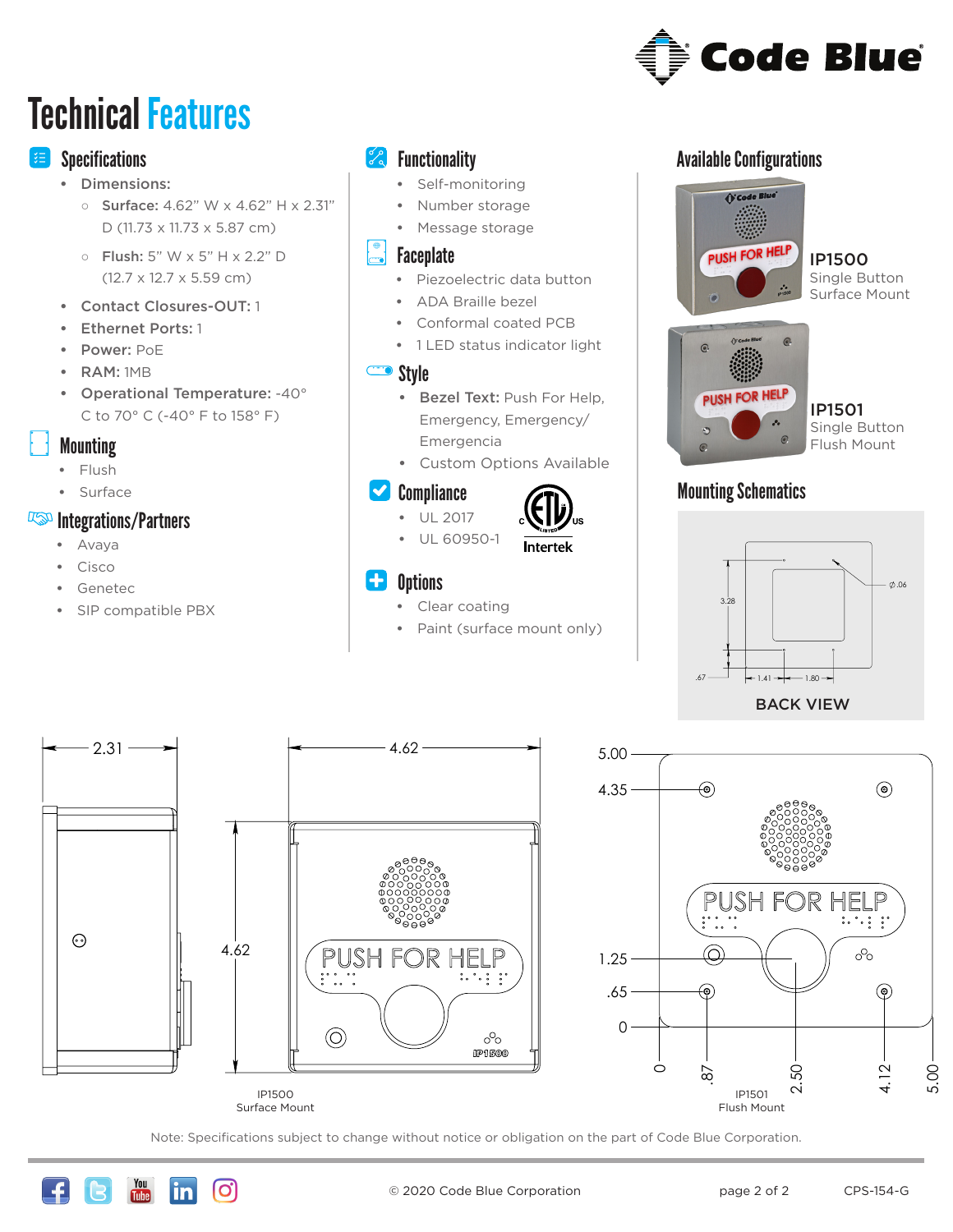# Technical Features

## Specifications

- **Dimensions:**
  - **Surface:** 4.62" W x 4.62" H x 2.31" D (11.73 x 11.73 x 5.87 cm)
  - **Flush:** 5" W x 5" H x 2.2" D (12.7 x 12.7 x 5.59 cm)
- **Contact Closures-OUT:** 1
- **Ethernet Ports:** 1
- **Power:** PoE
- **RAM:** 1MB
- **Operational Temperature:** -40° C to 70° C (-40° F to 158° F)

## Mounting

- Flush
- Surface

## Integrations/Partners

- Avaya
- Cisco
- Genetec
- SIP compatible PBX

## Functionality

- Self-monitoring
- Number storage
- Message storage

## Faceplate

- Piezoelectric data button
- ADA Braille bezel
- Conformal coated PCB
- 1 LED status indicator light

## Style

- **Bezel Text:** Push For Help, Emergency, Emergency/ Emergencia
- Custom Options Available

## Compliance

- UL 2017
- UL 60950-1

Intertek

## Options

- Clear coating
- Paint (surface mount only)

## Available Configurations

**IP1500**
Single Button
Surface Mount

**IP1501**
Single Button
Flush Mount

## Mounting Schematics

3.28
.67
1.41
1.80
∅.06

BACK VIEW

2.31
4.62
4.62
PUSH FOR HELP
IP1500

IP1500
Surface Mount

5.00
4.35
1.25
.65
0
0
.87
2.50
4.12
5.00
PUSH FOR HELP

IP1501
Flush Mount

Note: Specifications subject to change without notice or obligation on the part of Code Blue Corporation.

© 2020 Code Blue Corporation

CPS-154-G